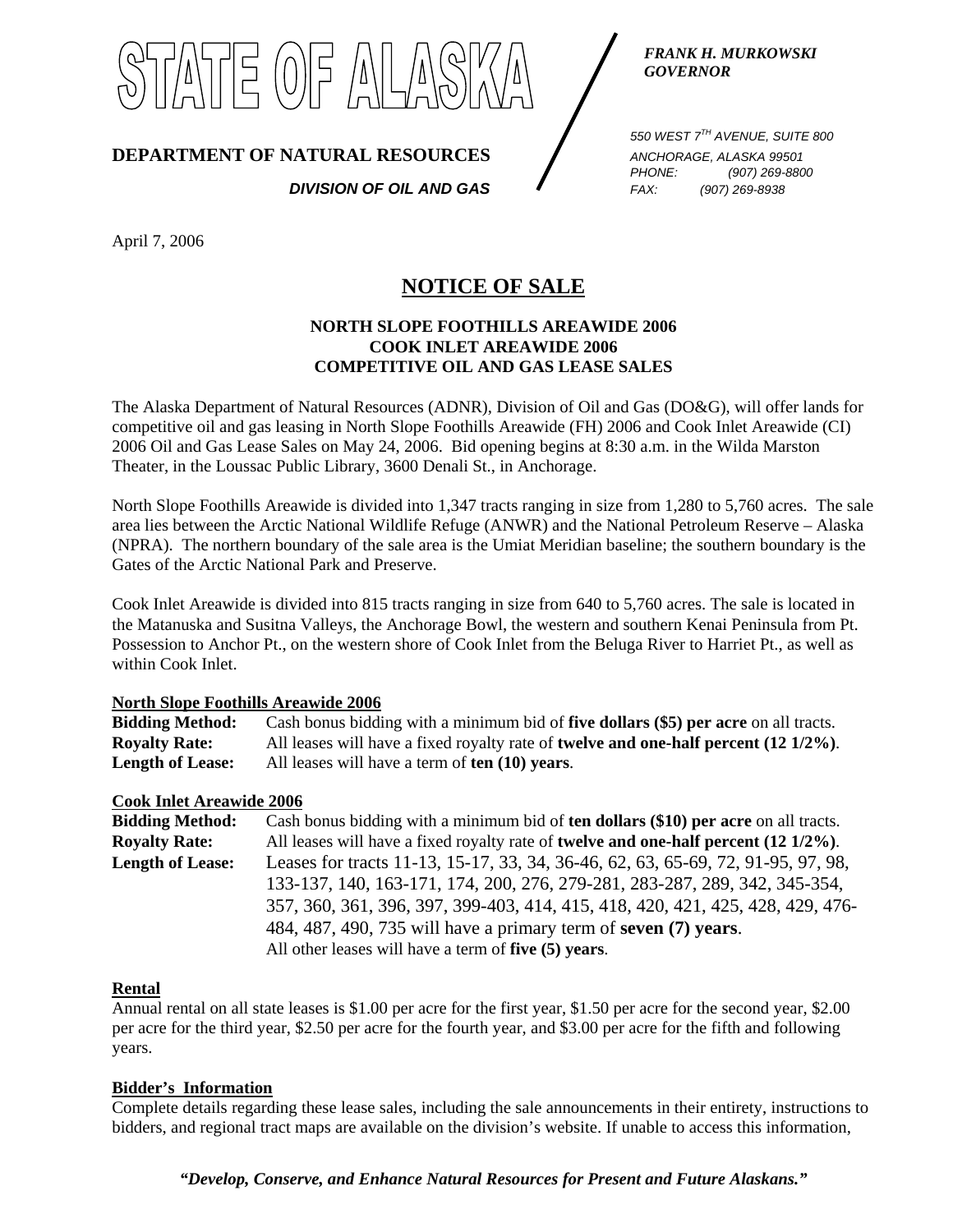# STATE OF ALASKA

**DEPARTMENT OF NATURAL RESOURCES**

***DIVISION OF OIL AND GAS***

***FRANK H. MURKOWSKI***
***GOVERNOR***

*550 WEST 7TH AVENUE, SUITE 800*
*ANCHORAGE, ALASKA 99501*
*PHONE: (907) 269-8800*
*FAX: (907) 269-8938*

April 7, 2006

## NOTICE OF SALE

**NORTH SLOPE FOOTHILLS AREAWIDE 2006**
**COOK INLET AREAWIDE 2006**
**COMPETITIVE OIL AND GAS LEASE SALES**

The Alaska Department of Natural Resources (ADNR), Division of Oil and Gas (DO&G), will offer lands for competitive oil and gas leasing in North Slope Foothills Areawide (FH) 2006 and Cook Inlet Areawide (CI) 2006 Oil and Gas Lease Sales on May 24, 2006. Bid opening begins at 8:30 a.m. in the Wilda Marston Theater, in the Loussac Public Library, 3600 Denali St., in Anchorage.

North Slope Foothills Areawide is divided into 1,347 tracts ranging in size from 1,280 to 5,760 acres. The sale area lies between the Arctic National Wildlife Refuge (ANWR) and the National Petroleum Reserve – Alaska (NPRA). The northern boundary of the sale area is the Umiat Meridian baseline; the southern boundary is the Gates of the Arctic National Park and Preserve.

Cook Inlet Areawide is divided into 815 tracts ranging in size from 640 to 5,760 acres. The sale is located in the Matanuska and Susitna Valleys, the Anchorage Bowl, the western and southern Kenai Peninsula from Pt. Possession to Anchor Pt., on the western shore of Cook Inlet from the Beluga River to Harriet Pt., as well as within Cook Inlet.

### North Slope Foothills Areawide 2006

**Bidding Method:** Cash bonus bidding with a minimum bid of **five dollars ($5) per acre** on all tracts.
**Royalty Rate:** All leases will have a fixed royalty rate of **twelve and one-half percent (12 1/2%)**.
**Length of Lease:** All leases will have a term of **ten (10) years**.

### Cook Inlet Areawide 2006

**Bidding Method:** Cash bonus bidding with a minimum bid of **ten dollars ($10) per acre** on all tracts.
**Royalty Rate:** All leases will have a fixed royalty rate of **twelve and one-half percent (12 1/2%)**.
**Length of Lease:** Leases for tracts 11-13, 15-17, 33, 34, 36-46, 62, 63, 65-69, 72, 91-95, 97, 98, 133-137, 140, 163-171, 174, 200, 276, 279-281, 283-287, 289, 342, 345-354, 357, 360, 361, 396, 397, 399-403, 414, 415, 418, 420, 421, 425, 428, 429, 476-484, 487, 490, 735 will have a primary term of **seven (7) years**.
All other leases will have a term of **five (5) years**.

### Rental

Annual rental on all state leases is $1.00 per acre for the first year, $1.50 per acre for the second year, $2.00 per acre for the third year, $2.50 per acre for the fourth year, and $3.00 per acre for the fifth and following years.

### Bidder's Information

Complete details regarding these lease sales, including the sale announcements in their entirety, instructions to bidders, and regional tract maps are available on the division's website. If unable to access this information,

***"Develop, Conserve, and Enhance Natural Resources for Present and Future Alaskans."***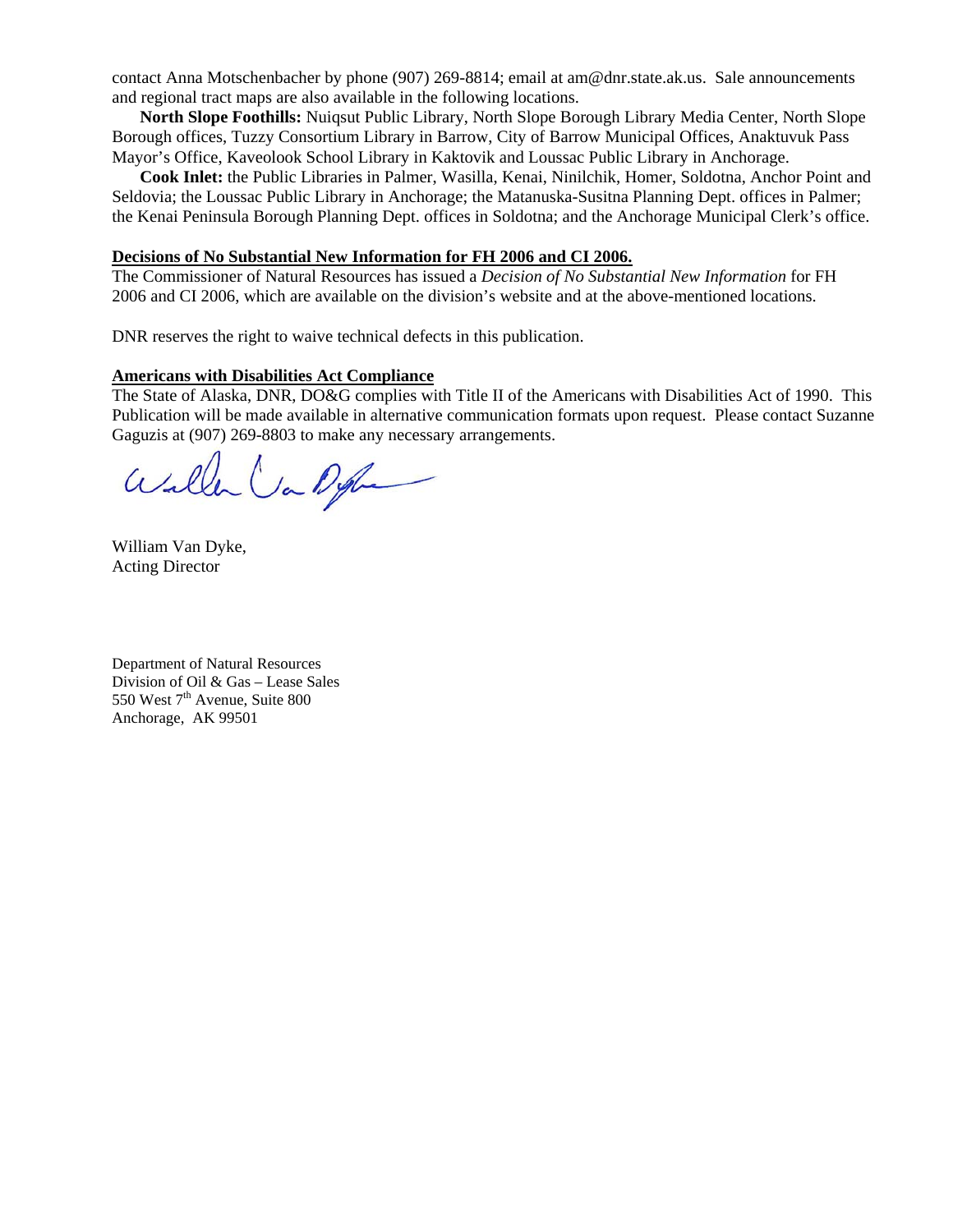contact Anna Motschenbacher by phone (907) 269-8814; email at am@dnr.state.ak.us. Sale announcements and regional tract maps are also available in the following locations.

**North Slope Foothills:** Nuiqsut Public Library, North Slope Borough Library Media Center, North Slope Borough offices, Tuzzy Consortium Library in Barrow, City of Barrow Municipal Offices, Anaktuvuk Pass Mayor's Office, Kaveolook School Library in Kaktovik and Loussac Public Library in Anchorage.

**Cook Inlet:** the Public Libraries in Palmer, Wasilla, Kenai, Ninilchik, Homer, Soldotna, Anchor Point and Seldovia; the Loussac Public Library in Anchorage; the Matanuska-Susitna Planning Dept. offices in Palmer; the Kenai Peninsula Borough Planning Dept. offices in Soldotna; and the Anchorage Municipal Clerk's office.

**Decisions of No Substantial New Information for FH 2006 and CI 2006.**

The Commissioner of Natural Resources has issued a *Decision of No Substantial New Information* for FH 2006 and CI 2006, which are available on the division's website and at the above-mentioned locations.

DNR reserves the right to waive technical defects in this publication.

**Americans with Disabilities Act Compliance**

The State of Alaska, DNR, DO&G complies with Title II of the Americans with Disabilities Act of 1990. This Publication will be made available in alternative communication formats upon request. Please contact Suzanne Gaguzis at (907) 269-8803 to make any necessary arrangements.

William Van Dyke,
Acting Director

Department of Natural Resources
Division of Oil & Gas – Lease Sales
550 West 7th Avenue, Suite 800
Anchorage, AK 99501